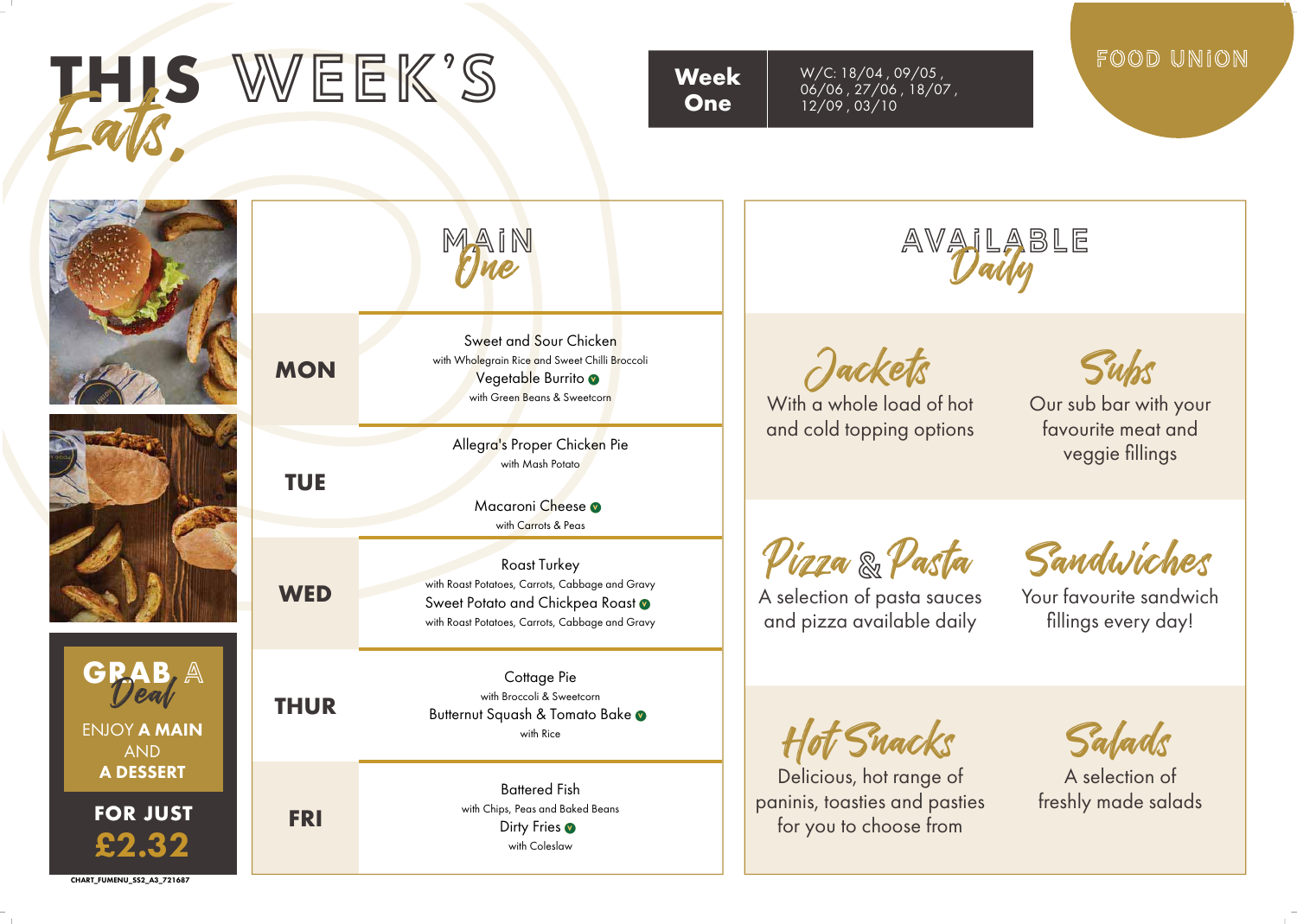# THIS WEEK'S *Eats,*

FOOD UNION

| **Week One** | W/C: 18/04 , 09/05 , 06/06 , 27/06 , 18/07 , 12/09 , 03/10 |
|---|---|

## MAIN *One*

| Day | Main |
|---|---|
| **MON** | Sweet and Sour Chicken<br>with Wholegrain Rice and Sweet Chilli Broccoli<br>Vegetable Burrito (V)<br>with Green Beans & Sweetcorn |
| **TUE** | Allegra's Proper Chicken Pie<br>with Mash Potato<br>Macaroni Cheese (V)<br>with Carrots & Peas |
| **WED** | Roast Turkey<br>with Roast Potatoes, Carrots, Cabbage and Gravy<br>Sweet Potato and Chickpea Roast (V)<br>with Roast Potatoes, Carrots, Cabbage and Gravy |
| **THUR** | Cottage Pie<br>with Broccoli & Sweetcorn<br>Butternut Squash & Tomato Bake (V)<br>with Rice |
| **FRI** | Battered Fish<br>with Chips, Peas and Baked Beans<br>Dirty Fries (V)<br>with Coleslaw |

## AVAILABLE *Daily*

### *Jackets*
With a whole load of hot and cold topping options

### *Subs*
Our sub bar with your favourite meat and veggie fillings

### *Pizza & Pasta*
A selection of pasta sauces and pizza available daily

### *Sandwiches*
Your favourite sandwich fillings every day!

### *Hot Snacks*
Delicious, hot range of paninis, toasties and pasties for you to choose from

### *Salads*
A selection of freshly made salads

## GRAB A *Deal*

ENJOY **A MAIN** AND **A DESSERT**

**FOR JUST £2.32**

CHART_FUMENU_SS2_A3_721687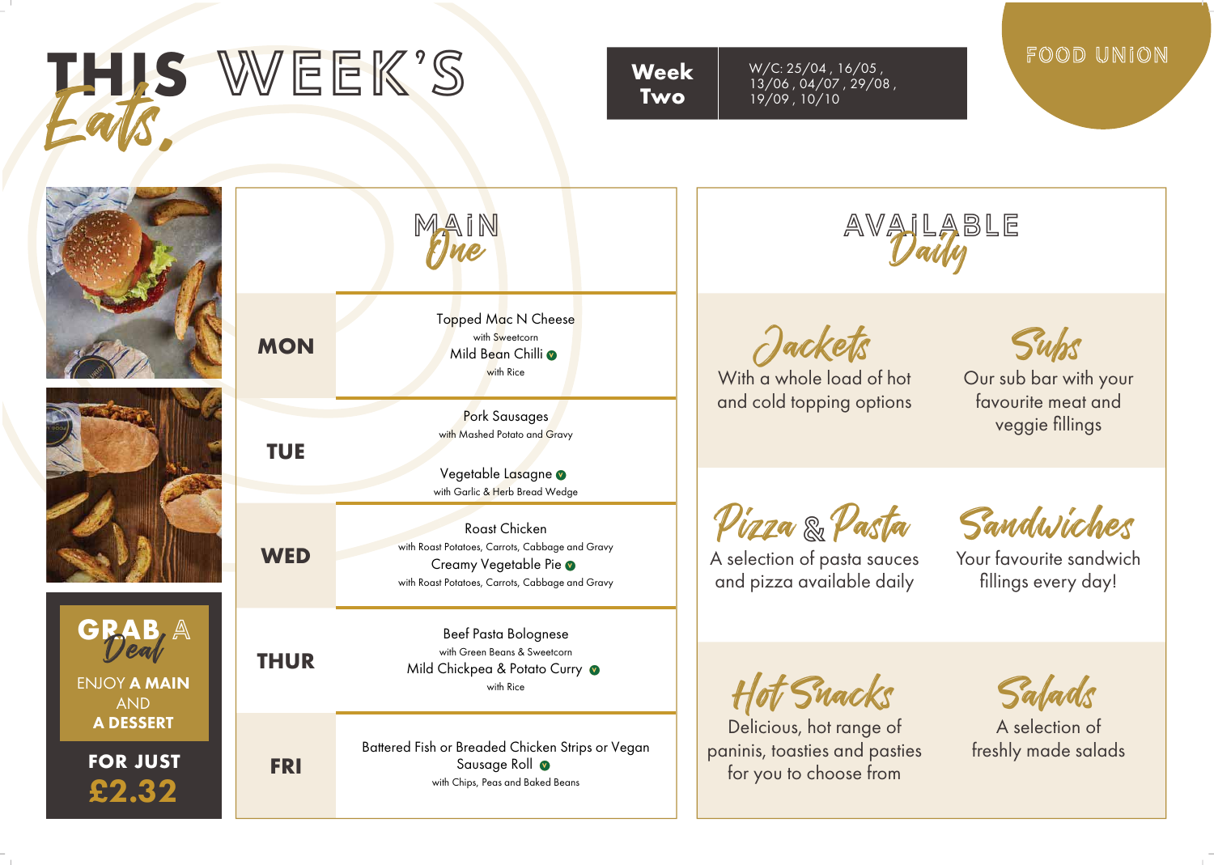# THIS WEEK'S Eats.

**Week Two**

W/C: 25/04 , 16/05 , 13/06 , 04/07 , 29/08 , 19/09 , 10/10

FOOD UNION

## MAIN One

| Day | Main One |
|---|---|
| **MON** | Topped Mac N Cheese with Sweetcorn<br>Mild Bean Chilli (V) with Rice |
| **TUE** | Pork Sausages with Mashed Potato and Gravy<br>Vegetable Lasagne (V) with Garlic & Herb Bread Wedge |
| **WED** | Roast Chicken with Roast Potatoes, Carrots, Cabbage and Gravy<br>Creamy Vegetable Pie (V) with Roast Potatoes, Carrots, Cabbage and Gravy |
| **THUR** | Beef Pasta Bolognese with Green Beans & Sweetcorn<br>Mild Chickpea & Potato Curry (V) with Rice |
| **FRI** | Battered Fish or Breaded Chicken Strips or Vegan Sausage Roll (V) with Chips, Peas and Baked Beans |

## AVAILABLE Daily

### Jackets
With a whole load of hot and cold topping options

### Subs
Our sub bar with your favourite meat and veggie fillings

### Pizza & Pasta
A selection of pasta sauces and pizza available daily

### Sandwiches
Your favourite sandwich fillings every day!

### Hot Snacks
Delicious, hot range of paninis, toasties and pasties for you to choose from

### Salads
A selection of freshly made salads

## GRAB A Deal

ENJOY **A MAIN** AND **A DESSERT**

**FOR JUST £2.32**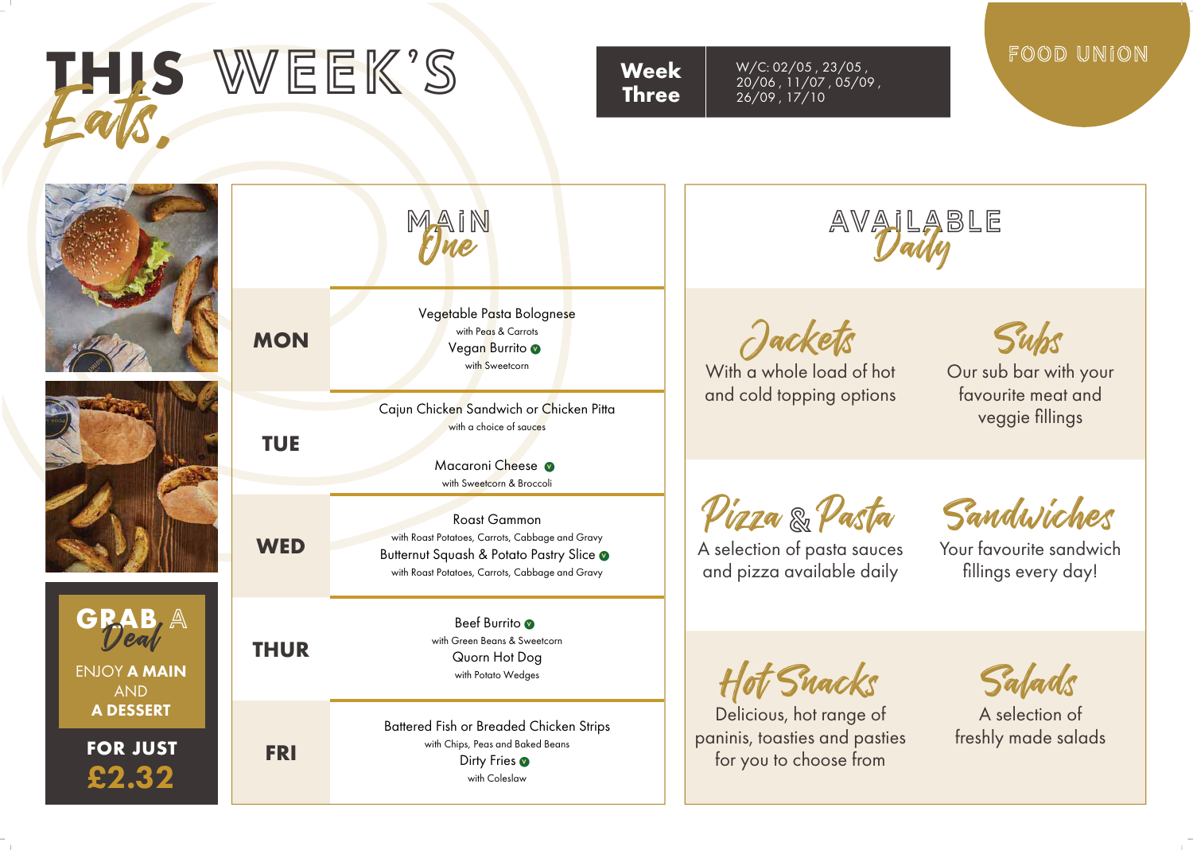# THIS WEEK'S Eats,

**Week Three**

W/C: 02/05 , 23/05 , 20/06 , 11/07 , 05/09 , 26/09 , 17/10

FOOD UNION

## MAIN One

| | |
|---|---|
| **MON** | Vegetable Pasta Bolognese<br>with Peas & Carrots<br>Vegan Burrito (V)<br>with Sweetcorn |
| **TUE** | Cajun Chicken Sandwich or Chicken Pitta<br>with a choice of sauces<br>Macaroni Cheese (V)<br>with Sweetcorn & Broccoli |
| **WED** | Roast Gammon<br>with Roast Potatoes, Carrots, Cabbage and Gravy<br>Butternut Squash & Potato Pastry Slice (V)<br>with Roast Potatoes, Carrots, Cabbage and Gravy |
| **THUR** | Beef Burrito (V)<br>with Green Beans & Sweetcorn<br>Quorn Hot Dog<br>with Potato Wedges |
| **FRI** | Battered Fish or Breaded Chicken Strips<br>with Chips, Peas and Baked Beans<br>Dirty Fries (V)<br>with Coleslaw |

## AVAILABLE Daily

### Jackets
With a whole load of hot and cold topping options

### Subs
Our sub bar with your favourite meat and veggie fillings

### Pizza & Pasta
A selection of pasta sauces and pizza available daily

### Sandwiches
Your favourite sandwich fillings every day!

### Hot Snacks
Delicious, hot range of paninis, toasties and pasties for you to choose from

### Salads
A selection of freshly made salads

## GRAB A Deal

ENJOY **A MAIN** AND **A DESSERT**

**FOR JUST £2.32**